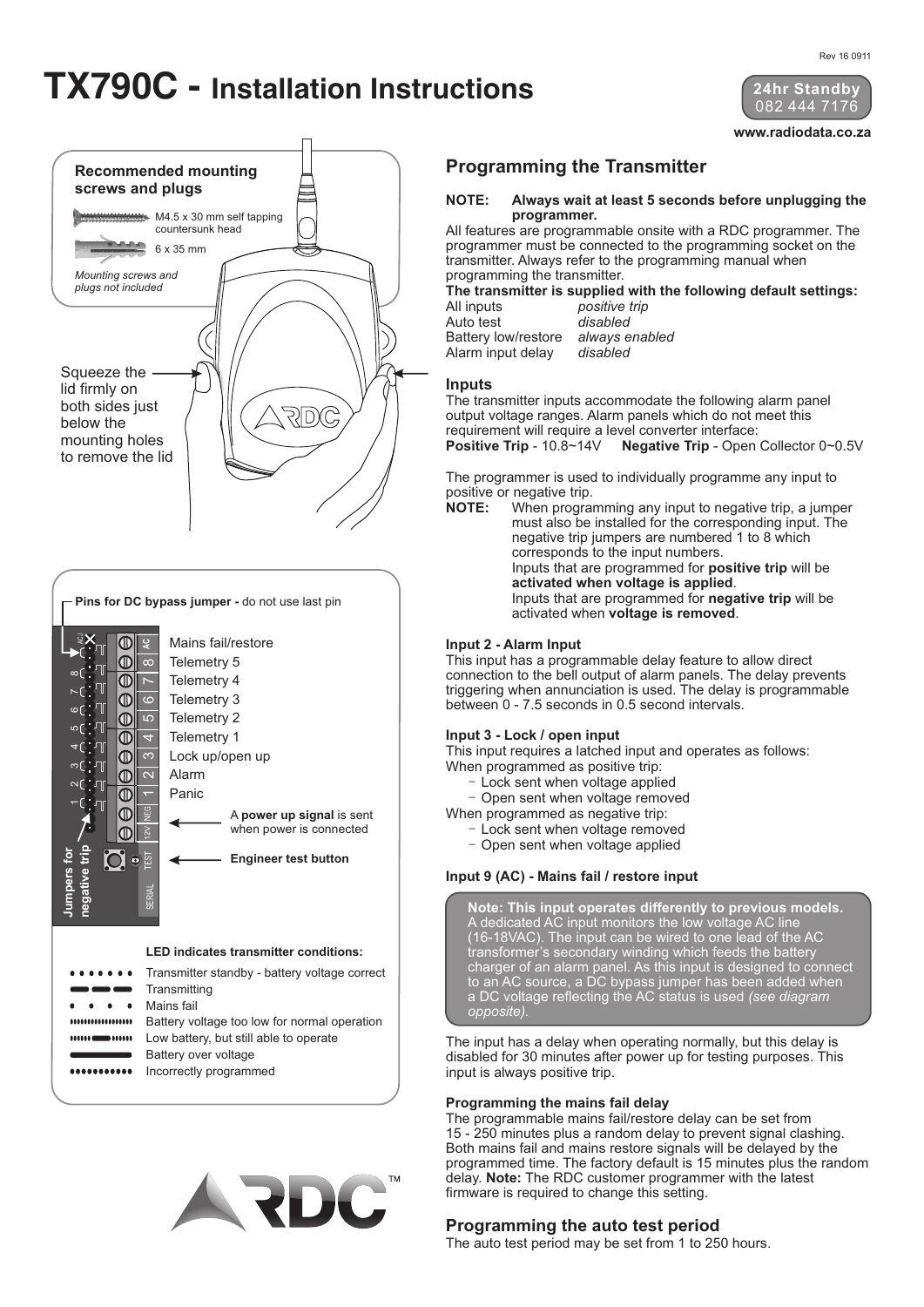# TX790C - Installation Instructions

**24hr Standby**
082 444 7176

**www.radiodata.co.za**

**Recommended mounting screws and plugs**

M4.5 x 30 mm self tapping countersunk head

6 x 35 mm

*Mounting screws and plugs not included*

Squeeze the lid firmly on both sides just below the mounting holes to remove the lid

**Pins for DC bypass jumper -** do not use last pin

| Terminal | Function |
|---|---|
| AC | Mains fail/restore |
| 8 | Telemetry 5 |
| 7 | Telemetry 4 |
| 6 | Telemetry 3 |
| 5 | Telemetry 2 |
| 4 | Telemetry 1 |
| 3 | Lock up/open up |
| 2 | Alarm |
| 1 | Panic |
| NEG / 12V | A **power up signal** is sent when power is connected |
| TEST | **Engineer test button** |

**Jumpers for negative trip**

SERIAL

**LED indicates transmitter conditions:**

- Transmitter standby - battery voltage correct
- Transmitting
- Mains fail
- Battery voltage too low for normal operation
- Low battery, but still able to operate
- Battery over voltage
- Incorrectly programmed

## Programming the Transmitter

**NOTE: Always wait at least 5 seconds before unplugging the programmer.**

All features are programmable onsite with a RDC programmer. The programmer must be connected to the programming socket on the transmitter. Always refer to the programming manual when programming the transmitter.

**The transmitter is supplied with the following default settings:**

| | |
|---|---|
| All inputs | *positive trip* |
| Auto test | *disabled* |
| Battery low/restore | *always enabled* |
| Alarm input delay | *disabled* |

### Inputs

The transmitter inputs accommodate the following alarm panel output voltage ranges. Alarm panels which do not meet this requirement will require a level converter interface:

**Positive Trip** - 10.8~14V **Negative Trip** - Open Collector 0~0.5V

The programmer is used to individually programme any input to positive or negative trip.

**NOTE:** When programming any input to negative trip, a jumper must also be installed for the corresponding input. The negative trip jumpers are numbered 1 to 8 which corresponds to the input numbers.
Inputs that are programmed for **positive trip** will be **activated when voltage is applied**.
Inputs that are programmed for **negative trip** will be activated when **voltage is removed**.

#### Input 2 - Alarm Input

This input has a programmable delay feature to allow direct connection to the bell output of alarm panels. The delay prevents triggering when annunciation is used. The delay is programmable between 0 - 7.5 seconds in 0.5 second intervals.

#### Input 3 - Lock / open input

This input requires a latched input and operates as follows:

When programmed as positive trip:
- Lock sent when voltage applied
- Open sent when voltage removed

When programmed as negative trip:
- Lock sent when voltage removed
- Open sent when voltage applied

#### Input 9 (AC) - Mains fail / restore input

**Note: This input operates differently to previous models.** A dedicated AC input monitors the low voltage AC line (16-18VAC). The input can be wired to one lead of the AC transformer's secondary winding which feeds the battery charger of an alarm panel. As this input is designed to connect to an AC source, a DC bypass jumper has been added when a DC voltage reflecting the AC status is used *(see diagram opposite).*

The input has a delay when operating normally, but this delay is disabled for 30 minutes after power up for testing purposes. This input is always positive trip.

#### Programming the mains fail delay

The programmable mains fail/restore delay can be set from 15 - 250 minutes plus a random delay to prevent signal clashing. Both mains fail and mains restore signals will be delayed by the programmed time. The factory default is 15 minutes plus the random delay. **Note:** The RDC customer programmer with the latest firmware is required to change this setting.

## Programming the auto test period

The auto test period may be set from 1 to 250 hours.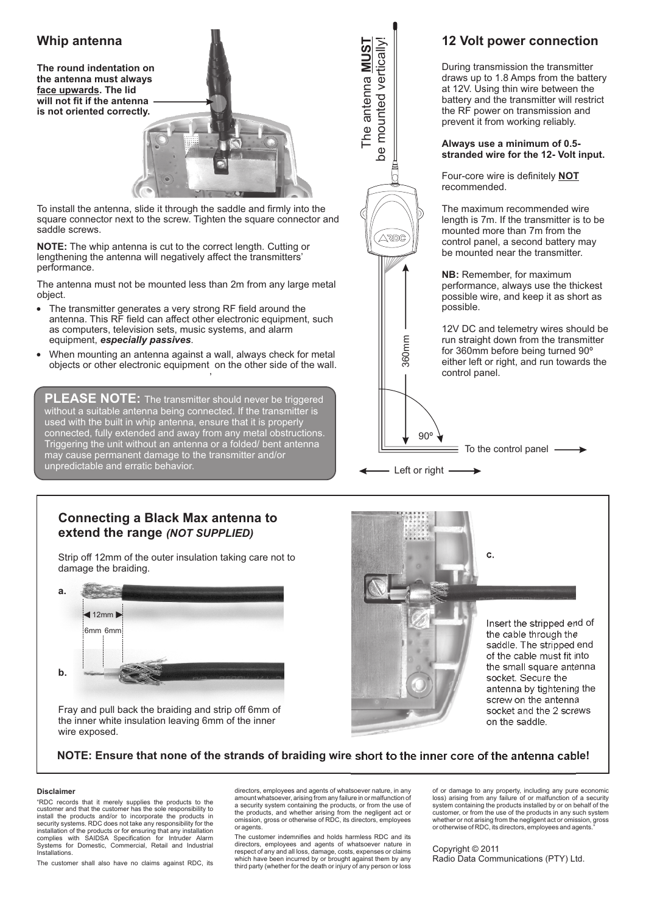## Whip antenna

**The round indentation on the antenna must always face upwards. The lid will not fit if the antenna is not oriented correctly.**

To install the antenna, slide it through the saddle and firmly into the square connector next to the screw. Tighten the square connector and saddle screws.

**NOTE:** The whip antenna is cut to the correct length. Cutting or lengthening the antenna will negatively affect the transmitters' performance.

The antenna must not be mounted less than 2m from any large metal object.

- The transmitter generates a very strong RF field around the antenna. This RF field can affect other electronic equipment, such as computers, television sets, music systems, and alarm equipment, ***especially passives***.
- When mounting an antenna against a wall, always check for metal objects or other electronic equipment on the other side of the wall.

**PLEASE NOTE:** The transmitter should never be triggered without a suitable antenna being connected. If the transmitter is used with the built in whip antenna, ensure that it is properly connected, fully extended and away from any metal obstructions. Triggering the unit without an antenna or a folded/ bent antenna may cause permanent damage to the transmitter and/or unpredictable and erratic behavior.

The antenna **MUST** be mounted vertically!

360mm

90º

To the control panel

Left or right

## 12 Volt power connection

During transmission the transmitter draws up to 1.8 Amps from the battery at 12V. Using thin wire between the battery and the transmitter will restrict the RF power on transmission and prevent it from working reliably.

**Always use a minimum of 0.5-stranded wire for the 12- Volt input.**

Four-core wire is definitely **NOT** recommended.

The maximum recommended wire length is 7m. If the transmitter is to be mounted more than 7m from the control panel, a second battery may be mounted near the transmitter.

**NB:** Remember, for maximum performance, always use the thickest possible wire, and keep it as short as possible.

12V DC and telemetry wires should be run straight down from the transmitter for 360mm before being turned 90º either left or right, and run towards the control panel.

## Connecting a Black Max antenna to extend the range *(NOT SUPPLIED)*

Strip off 12mm of the outer insulation taking care not to damage the braiding.

a.

12mm

6mm 6mm

b.

Fray and pull back the braiding and strip off 6mm of the inner white insulation leaving 6mm of the inner wire exposed.

c.

Insert the stripped end of the cable through the saddle. The stripped end of the cable must fit into the small square antenna socket. Secure the antenna by tightening the screw on the antenna socket and the 2 screws on the saddle.

**NOTE: Ensure that none of the strands of braiding wire short to the inner core of the antenna cable!**

**Disclaimer**

"RDC records that it merely supplies the products to the customer and that the customer has the sole responsibility to install the products and/or to incorporate the products in security systems. RDC does not take any responsibility for the installation of the products or for ensuring that any installation complies with SAIDSA Specification for Intruder Alarm Systems for Domestic, Commercial, Retail and Industrial Installations.

The customer shall also have no claims against RDC, its directors, employees and agents of whatsoever nature, in any amount whatsoever, arising from any failure in or malfunction of a security system containing the products, or from the use of the products, and whether arising from the negligent act or omission, gross or otherwise of RDC, its directors, employees or agents.

The customer indemnifies and holds harmless RDC and its directors, employees and agents of whatsoever nature in respect of any and all loss, damage, costs, expenses or claims which have been incurred by or brought against them by any third party (whether for the death or injury of any person or loss of or damage to any property, including any pure economic loss) arising from any failure of or malfunction of a security system containing the products installed by or on behalf of the customer, or from the use of the products in any such system whether or not arising from the negligent act or omission, gross or otherwise of RDC, its directors, employees and agents."

Copyright © 2011
Radio Data Communications (PTY) Ltd.